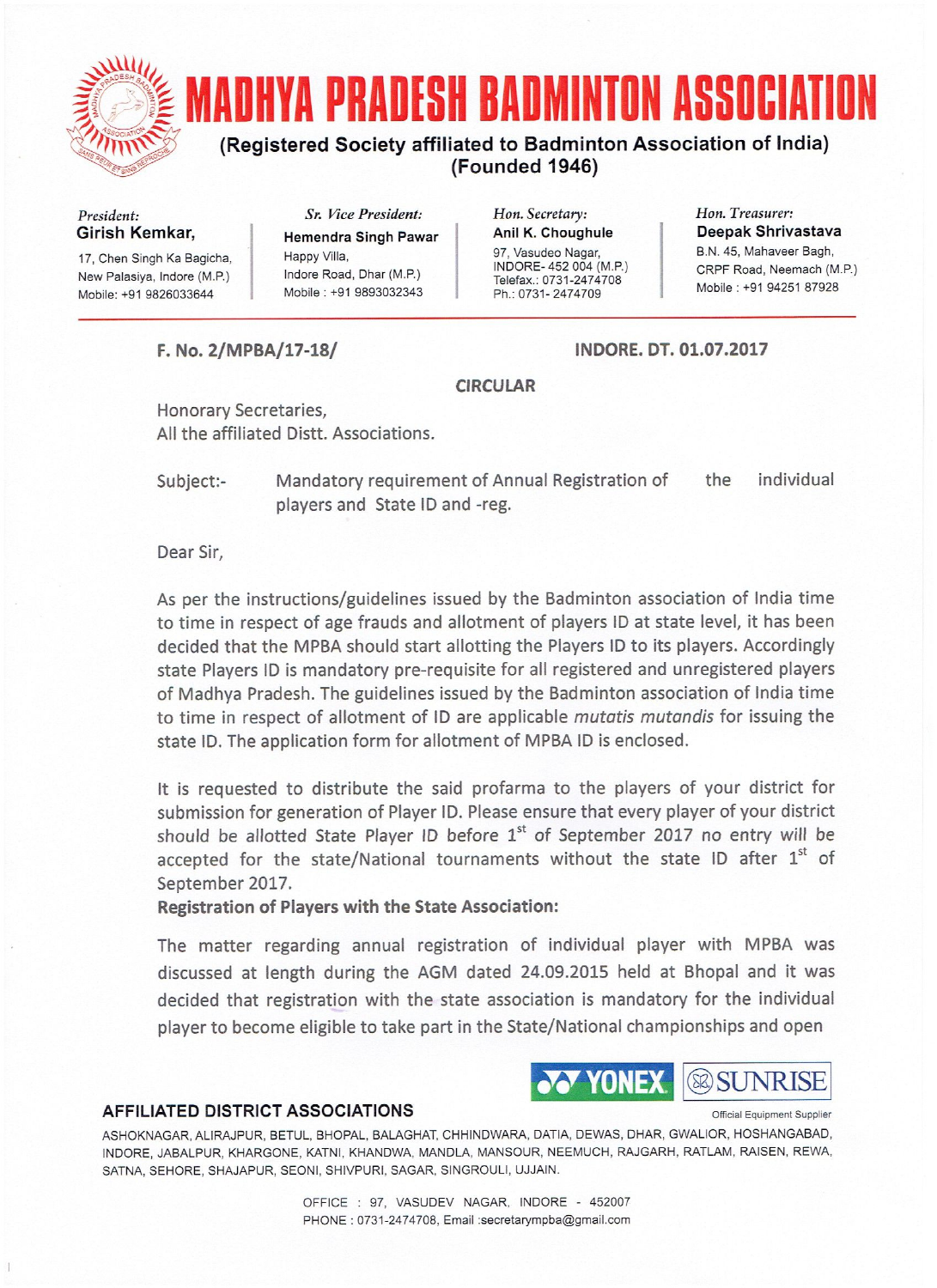# MADHYA PRADESH BADMINTON ASSOCIATION

**(Registered Society affiliated to Badminton Association of India)**
**(Founded 1946)**

| *President:* | *Sr. Vice President:* | *Hon. Secretary:* | *Hon. Treasurer:* |
|---|---|---|---|
| **Girish Kemkar,** | **Hemendra Singh Pawar** | **Anil K. Choughule** | **Deepak Shrivastava** |
| 17, Chen Singh Ka Bagicha, New Palasiya, Indore (M.P.) Mobile: +91 9826033644 | Happy Villa, Indore Road, Dhar (M.P.) Mobile : +91 9893032343 | 97, Vasudeo Nagar, INDORE- 452 004 (M.P.) Telefax.: 0731-2474708 Ph.: 0731- 2474709 | B.N. 45, Mahaveer Bagh, CRPF Road, Neemach (M.P.) Mobile : +91 94251 87928 |

**F. No. 2/MPBA/17-18/** **INDORE. DT. 01.07.2017**

**CIRCULAR**

Honorary Secretaries,
All the affiliated Distt. Associations.

Subject:- Mandatory requirement of Annual Registration of the individual players and State ID and -reg.

Dear Sir,

As per the instructions/guidelines issued by the Badminton association of India time to time in respect of age frauds and allotment of players ID at state level, it has been decided that the MPBA should start allotting the Players ID to its players. Accordingly state Players ID is mandatory pre-requisite for all registered and unregistered players of Madhya Pradesh. The guidelines issued by the Badminton association of India time to time in respect of allotment of ID are applicable *mutatis mutandis* for issuing the state ID. The application form for allotment of MPBA ID is enclosed.

It is requested to distribute the said profarma to the players of your district for submission for generation of Player ID. Please ensure that every player of your district should be allotted State Player ID before 1st of September 2017 no entry will be accepted for the state/National tournaments without the state ID after 1st of September 2017.

**Registration of Players with the State Association:**

The matter regarding annual registration of individual player with MPBA was discussed at length during the AGM dated 24.09.2015 held at Bhopal and it was decided that registration with the state association is mandatory for the individual player to become eligible to take part in the State/National championships and open

YONEX SUNRISE
Official Equipment Supplier

**AFFILIATED DISTRICT ASSOCIATIONS**

ASHOKNAGAR, ALIRAJPUR, BETUL, BHOPAL, BALAGHAT, CHHINDWARA, DATIA, DEWAS, DHAR, GWALIOR, HOSHANGABAD, INDORE, JABALPUR, KHARGONE, KATNI, KHANDWA, MANDLA, MANSOUR, NEEMUCH, RAJGARH, RATLAM, RAISEN, REWA, SATNA, SEHORE, SHAJAPUR, SEONI, SHIVPURI, SAGAR, SINGROULI, UJJAIN.

OFFICE : 97, VASUDEV NAGAR, INDORE - 452007
PHONE : 0731-2474708, Email :secretarympba@gmail.com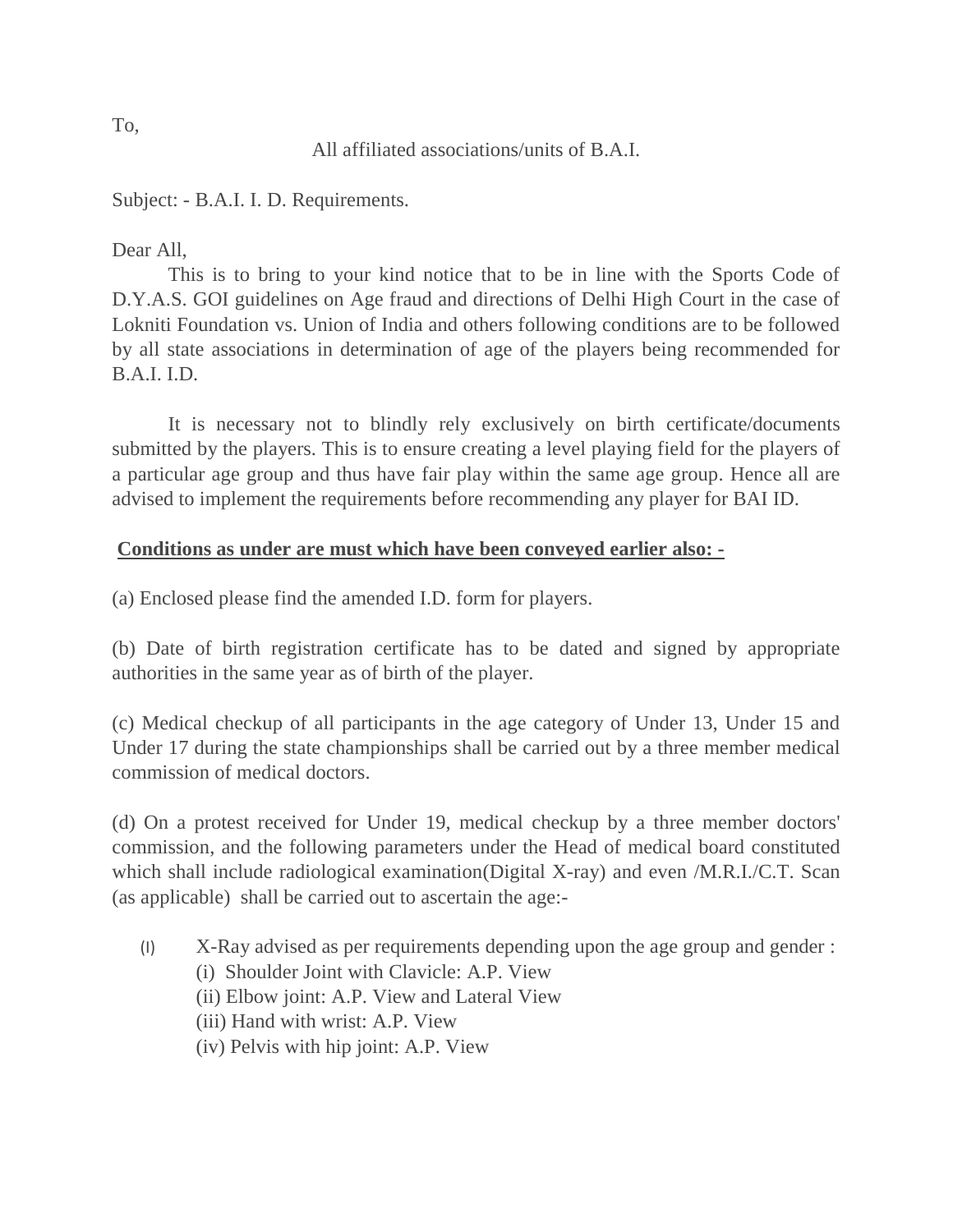To,

All affiliated associations/units of B.A.I.

Subject: - B.A.I. I. D. Requirements.

Dear All,

This is to bring to your kind notice that to be in line with the Sports Code of D.Y.A.S. GOI guidelines on Age fraud and directions of Delhi High Court in the case of Lokniti Foundation vs. Union of India and others following conditions are to be followed by all state associations in determination of age of the players being recommended for B.A.I. I.D.

It is necessary not to blindly rely exclusively on birth certificate/documents submitted by the players. This is to ensure creating a level playing field for the players of a particular age group and thus have fair play within the same age group. Hence all are advised to implement the requirements before recommending any player for BAI ID.

**Conditions as under are must which have been conveyed earlier also: -**

(a) Enclosed please find the amended I.D. form for players.

(b) Date of birth registration certificate has to be dated and signed by appropriate authorities in the same year as of birth of the player.

(c) Medical checkup of all participants in the age category of Under 13, Under 15 and Under 17 during the state championships shall be carried out by a three member medical commission of medical doctors.

(d) On a protest received for Under 19, medical checkup by a three member doctors' commission, and the following parameters under the Head of medical board constituted which shall include radiological examination(Digital X-ray) and even /M.R.I./C.T. Scan (as applicable) shall be carried out to ascertain the age:-

(I) X-Ray advised as per requirements depending upon the age group and gender :
   (i) Shoulder Joint with Clavicle: A.P. View
   (ii) Elbow joint: A.P. View and Lateral View
   (iii) Hand with wrist: A.P. View
   (iv) Pelvis with hip joint: A.P. View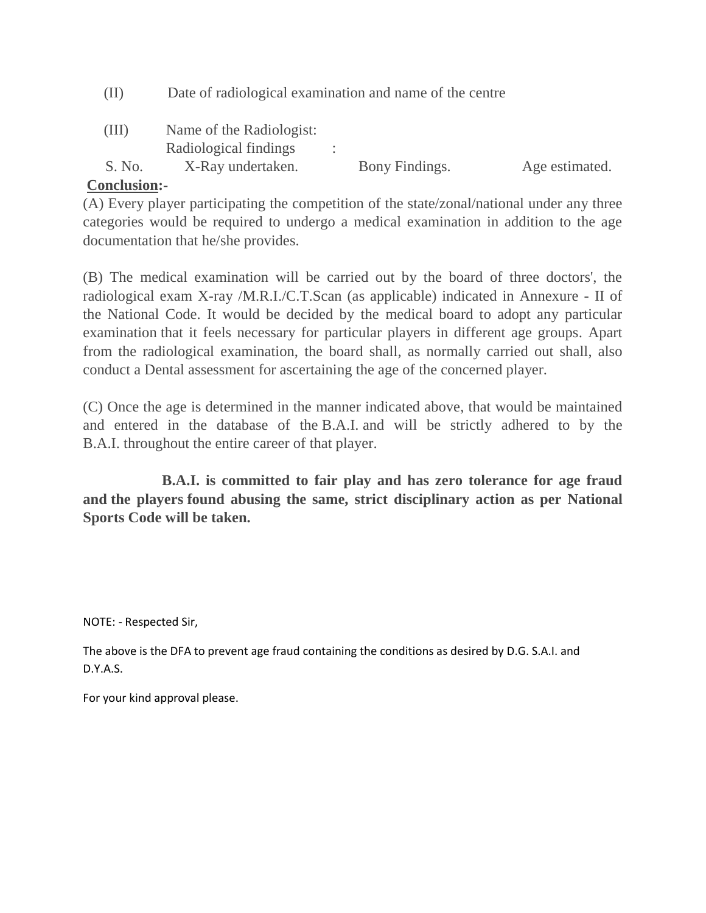(II) Date of radiological examination and name of the centre

(III) Name of the Radiologist:

Radiological findings :

| S. No. | X-Ray undertaken. | Bony Findings. | Age estimated. |
|---|---|---|---|

**Conclusion:-**

(A) Every player participating the competition of the state/zonal/national under any three categories would be required to undergo a medical examination in addition to the age documentation that he/she provides.

(B) The medical examination will be carried out by the board of three doctors', the radiological exam X-ray /M.R.I./C.T.Scan (as applicable) indicated in Annexure - II of the National Code. It would be decided by the medical board to adopt any particular examination that it feels necessary for particular players in different age groups. Apart from the radiological examination, the board shall, as normally carried out shall, also conduct a Dental assessment for ascertaining the age of the concerned player.

(C) Once the age is determined in the manner indicated above, that would be maintained and entered in the database of the B.A.I. and will be strictly adhered to by the B.A.I. throughout the entire career of that player.

**B.A.I. is committed to fair play and has zero tolerance for age fraud and the players found abusing the same, strict disciplinary action as per National Sports Code will be taken.**

NOTE: - Respected Sir,

The above is the DFA to prevent age fraud containing the conditions as desired by D.G. S.A.I. and D.Y.A.S.

For your kind approval please.